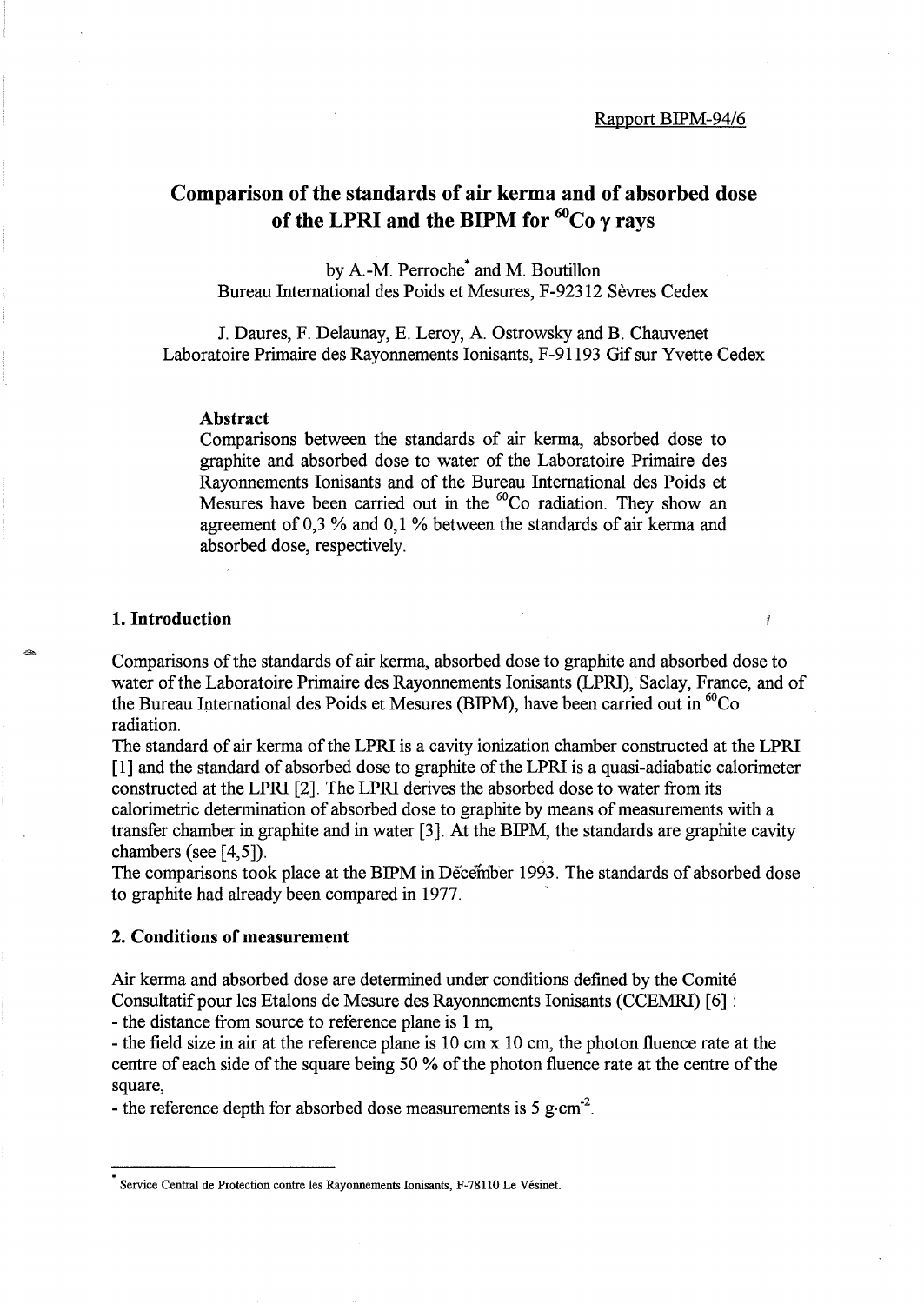Rapport BIPM-94/6

# Comparison of the standards of air kerma and of absorbed dose of the LPRI and the BIPM for $^{60}$Co γ rays

by A.-M. Perroche* and M. Boutillon
Bureau International des Poids et Mesures, F-92312 Sèvres Cedex

J. Daures, F. Delaunay, E. Leroy, A. Ostrowsky and B. Chauvenet
Laboratoire Primaire des Rayonnements Ionisants, F-91193 Gif sur Yvette Cedex

### Abstract

Comparisons between the standards of air kerma, absorbed dose to graphite and absorbed dose to water of the Laboratoire Primaire des Rayonnements Ionisants and of the Bureau International des Poids et Mesures have been carried out in the $^{60}$Co radiation. They show an agreement of 0,3 % and 0,1 % between the standards of air kerma and absorbed dose, respectively.

## 1. Introduction

Comparisons of the standards of air kerma, absorbed dose to graphite and absorbed dose to water of the Laboratoire Primaire des Rayonnements Ionisants (LPRI), Saclay, France, and of the Bureau International des Poids et Mesures (BIPM), have been carried out in $^{60}$Co radiation.

The standard of air kerma of the LPRI is a cavity ionization chamber constructed at the LPRI [1] and the standard of absorbed dose to graphite of the LPRI is a quasi-adiabatic calorimeter constructed at the LPRI [2]. The LPRI derives the absorbed dose to water from its calorimetric determination of absorbed dose to graphite by means of measurements with a transfer chamber in graphite and in water [3]. At the BIPM, the standards are graphite cavity chambers (see [4,5]).

The comparisons took place at the BIPM in December 1993. The standards of absorbed dose to graphite had already been compared in 1977.

## 2. Conditions of measurement

Air kerma and absorbed dose are determined under conditions defined by the Comité Consultatif pour les Etalons de Mesure des Rayonnements Ionisants (CCEMRI) [6] :

- the distance from source to reference plane is 1 m,
- the field size in air at the reference plane is 10 cm x 10 cm, the photon fluence rate at the centre of each side of the square being 50 % of the photon fluence rate at the centre of the square,
- the reference depth for absorbed dose measurements is 5 $g \cdot cm^{-2}$.

* Service Central de Protection contre les Rayonnements Ionisants, F-78110 Le Vésinet.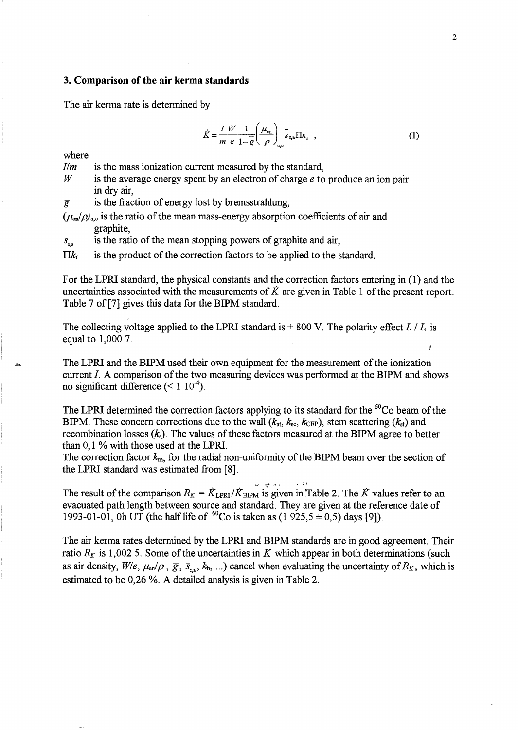### 3. Comparison of the air kerma standards

The air kerma rate is determined by

$$\dot{K} = \frac{I}{m}\frac{W}{e}\frac{1}{1-\bar{g}}\left(\frac{\mu_{en}}{\rho}\right)_{a,c}\bar{s}_{c,a}\Pi k_i \quad , \tag{1}$$

where

- $I/m$ is the mass ionization current measured by the standard,
- $W$ is the average energy spent by an electron of charge $e$ to produce an ion pair in dry air,
- $\bar{g}$ is the fraction of energy lost by bremsstrahlung,
- $(\mu_{en}/\rho)_{a,c}$ is the ratio of the mean mass-energy absorption coefficients of air and graphite,
- $\bar{s}_{c,a}$ is the ratio of the mean stopping powers of graphite and air,
- $\Pi k_i$ is the product of the correction factors to be applied to the standard.

For the LPRI standard, the physical constants and the correction factors entering in (1) and the uncertainties associated with the measurements of $\dot{K}$ are given in Table 1 of the present report. Table 7 of [7] gives this data for the BIPM standard.

The collecting voltage applied to the LPRI standard is ± 800 V. The polarity effect $I_- / I_+$ is equal to 1,000 7.

The LPRI and the BIPM used their own equipment for the measurement of the ionization current $I$. A comparison of the two measuring devices was performed at the BIPM and shows no significant difference ($< 1\ 10^{-4}$).

The LPRI determined the correction factors applying to its standard for the $^{60}$Co beam of the BIPM. These concern corrections due to the wall ($k_{at}$, $k_{sc}$, $k_{CEP}$), stem scattering ($k_{st}$) and recombination losses ($k_s$). The values of these factors measured at the BIPM agree to better than 0,1 % with those used at the LPRI.
The correction factor $k_{rn}$, for the radial non-uniformity of the BIPM beam over the section of the LPRI standard was estimated from [8].

The result of the comparison $R_K = \dot{K}_{LPRI}/\dot{K}_{BIPM}$ is given in Table 2. The $\dot{K}$ values refer to an evacuated path length between source and standard. They are given at the reference date of 1993-01-01, 0h UT (the half life of $^{60}$Co is taken as (1 925,5 ± 0,5) days [9]).

The air kerma rates determined by the LPRI and BIPM standards are in good agreement. Their ratio $R_K$ is 1,002 5. Some of the uncertainties in $\dot{K}$ which appear in both determinations (such as air density, $W/e$, $\mu_{en}/\rho$, $\bar{g}$, $\bar{s}_{c,a}$, $k_h$, ...) cancel when evaluating the uncertainty of $R_K$, which is estimated to be 0,26 %. A detailed analysis is given in Table 2.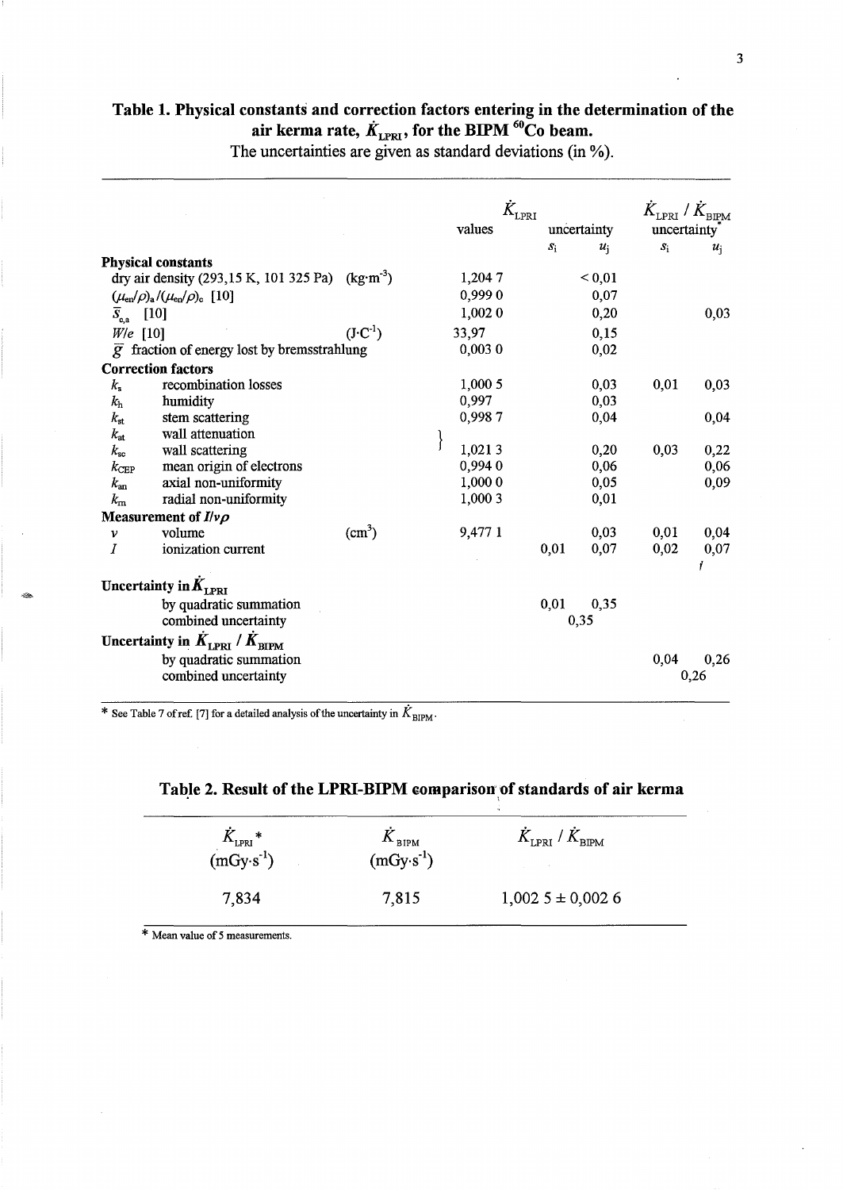**Table 1. Physical constants and correction factors entering in the determination of the air kerma rate, $\dot{K}_{LPRI}$, for the BIPM $^{60}$Co beam.**

The uncertainties are given as standard deviations (in %).

| | | $\dot{K}_{LPRI}$ values | $\dot{K}_{LPRI}$ uncertainty $s_i$ | $\dot{K}_{LPRI}$ uncertainty $u_j$ | $\dot{K}_{LPRI}$ / $\dot{K}_{BIPM}$ uncertainty* $s_i$ | $\dot{K}_{LPRI}$ / $\dot{K}_{BIPM}$ uncertainty* $u_j$ |
|---|---|---|---|---|---|---|
| **Physical constants** | | | | | | |
| dry air density (293,15 K, 101 325 Pa) (kg·m$^{-3}$) | | 1,204 7 | | < 0,01 | | |
| $(\mu_{en}/\rho)_a/(\mu_{en}/\rho)_c$ [10] | | 0,999 0 | | 0,07 | | |
| $\bar{s}_{c,a}$ [10] | | 1,002 0 | | 0,20 | | 0,03 |
| $W/e$ [10] (J·C$^{-1}$) | | 33,97 | | 0,15 | | |
| $\bar{g}$ fraction of energy lost by bremsstrahlung | | 0,003 0 | | 0,02 | | |
| **Correction factors** | | | | | | |
| $k_s$ | recombination losses | 1,000 5 | | 0,03 | 0,01 | 0,03 |
| $k_h$ | humidity | 0,997 | | 0,03 | | |
| $k_{st}$ | stem scattering | 0,998 7 | | 0,04 | | 0,04 |
| $k_{at}$ | wall attenuation | } 1,021 3 | | 0,20 | 0,03 | 0,22 |
| $k_{sc}$ | wall scattering | | | | | |
| $k_{CEP}$ | mean origin of electrons | 0,994 0 | | 0,06 | | 0,06 |
| $k_{an}$ | axial non-uniformity | 1,000 0 | | 0,05 | | 0,09 |
| $k_{rn}$ | radial non-uniformity | 1,000 3 | | 0,01 | | |
| **Measurement of $I/v\rho$** | | | | | | |
| $v$ | volume (cm$^3$) | 9,477 1 | | 0,03 | 0,01 | 0,04 |
| $I$ | ionization current | | 0,01 | 0,07 | 0,02 | 0,07 |
| **Uncertainty in $\dot{K}_{LPRI}$** | | | | | | |
| | by quadratic summation | | 0,01 | 0,35 | | |
| | combined uncertainty | | 0,35 | | | |
| **Uncertainty in $\dot{K}_{LPRI}$ / $\dot{K}_{BIPM}$** | | | | | | |
| | by quadratic summation | | | | 0,04 | 0,26 |
| | combined uncertainty | | | | 0,26 | |

\* See Table 7 of ref. [7] for a detailed analysis of the uncertainty in $\dot{K}_{BIPM}$.

**Table 2. Result of the LPRI-BIPM comparison of standards of air kerma**

| $\dot{K}_{LPRI}$ * (mGy·s$^{-1}$) | $\dot{K}_{BIPM}$ (mGy·s$^{-1}$) | $\dot{K}_{LPRI}$ / $\dot{K}_{BIPM}$ |
|---|---|---|
| 7,834 | 7,815 | 1,002 5 ± 0,002 6 |

\* Mean value of 5 measurements.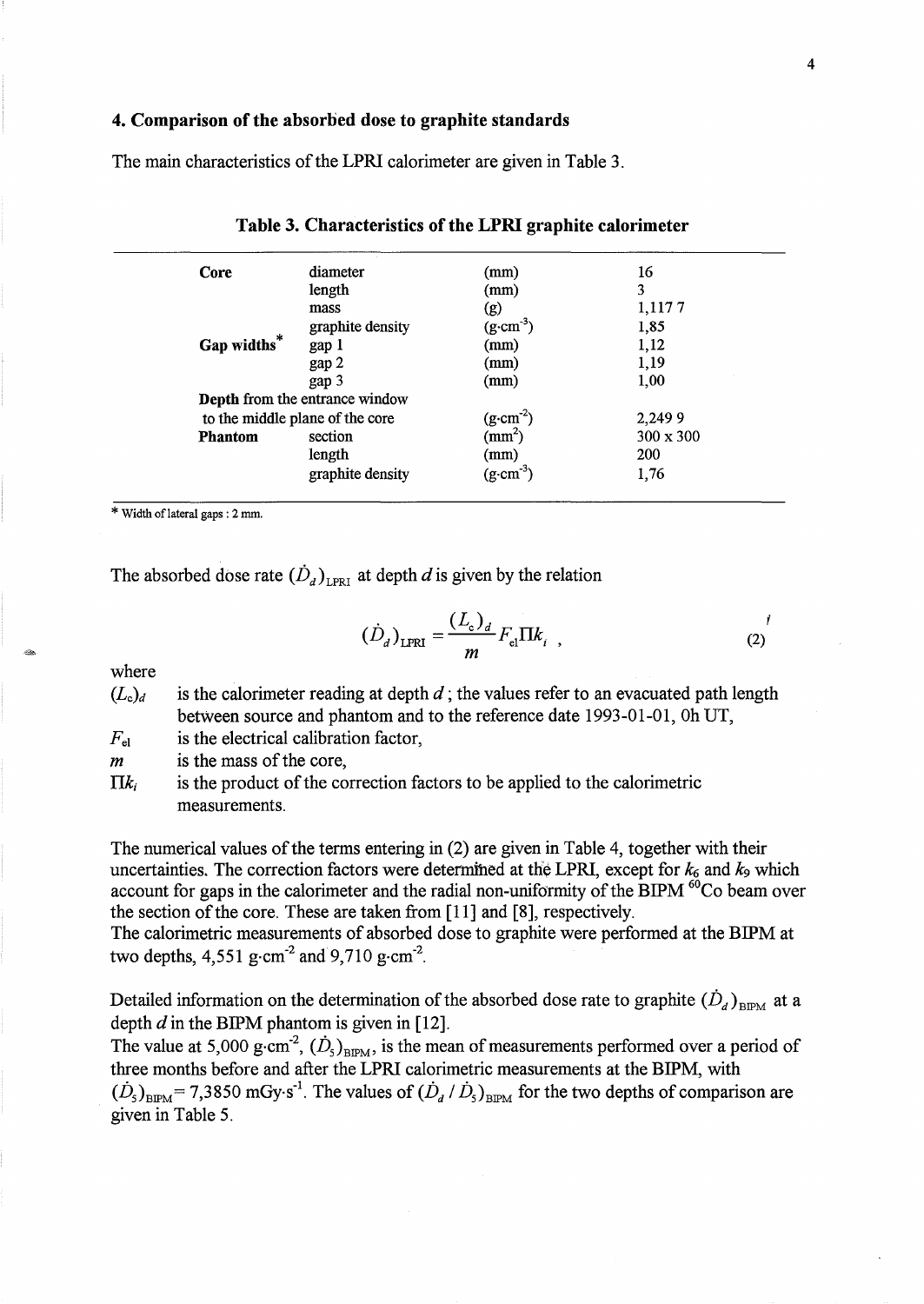## 4. Comparison of the absorbed dose to graphite standards

The main characteristics of the LPRI calorimeter are given in Table 3.

**Table 3. Characteristics of the LPRI graphite calorimeter**

| | | | |
|---|---|---|---|
| **Core** | diameter | (mm) | 16 |
| | length | (mm) | 3 |
| | mass | (g) | 1,117 7 |
| | graphite density | ($g \cdot cm^{-3}$) | 1,85 |
| **Gap widths*** | gap 1 | (mm) | 1,12 |
| | gap 2 | (mm) | 1,19 |
| | gap 3 | (mm) | 1,00 |
| **Depth** from the entrance window to the middle plane of the core | | ($g \cdot cm^{-2}$) | 2,249 9 |
| **Phantom** | section | ($mm^2$) | 300 x 300 |
| | length | (mm) | 200 |
| | graphite density | ($g \cdot cm^{-3}$) | 1,76 |

\* Width of lateral gaps : 2 mm.

The absorbed dose rate $(\dot{D}_d)_{\mathrm{LPRI}}$ at depth $d$ is given by the relation

$$(\dot{D}_d)_{\mathrm{LPRI}} = \frac{(L_c)_d}{m} F_{\mathrm{el}} \Pi k_i \,, \tag{2}$$

where

$(L_c)_d$ is the calorimeter reading at depth $d$ ; the values refer to an evacuated path length between source and phantom and to the reference date 1993-01-01, 0h UT,

$F_{\mathrm{el}}$ is the electrical calibration factor,

$m$ is the mass of the core,

$\Pi k_i$ is the product of the correction factors to be applied to the calorimetric measurements.

The numerical values of the terms entering in (2) are given in Table 4, together with their uncertainties. The correction factors were determined at the LPRI, except for $k_6$ and $k_9$ which account for gaps in the calorimeter and the radial non-uniformity of the BIPM $^{60}$Co beam over the section of the core. These are taken from [11] and [8], respectively.
The calorimetric measurements of absorbed dose to graphite were performed at the BIPM at two depths, 4,551 $g \cdot cm^{-2}$ and 9,710 $g \cdot cm^{-2}$.

Detailed information on the determination of the absorbed dose rate to graphite $(\dot{D}_d)_{\mathrm{BIPM}}$ at a depth $d$ in the BIPM phantom is given in [12].
The value at 5,000 $g \cdot cm^{-2}$, $(\dot{D}_5)_{\mathrm{BIPM}}$, is the mean of measurements performed over a period of three months before and after the LPRI calorimetric measurements at the BIPM, with $(\dot{D}_5)_{\mathrm{BIPM}}$ = 7,3850 $mGy \cdot s^{-1}$. The values of $(\dot{D}_d / \dot{D}_5)_{\mathrm{BIPM}}$ for the two depths of comparison are given in Table 5.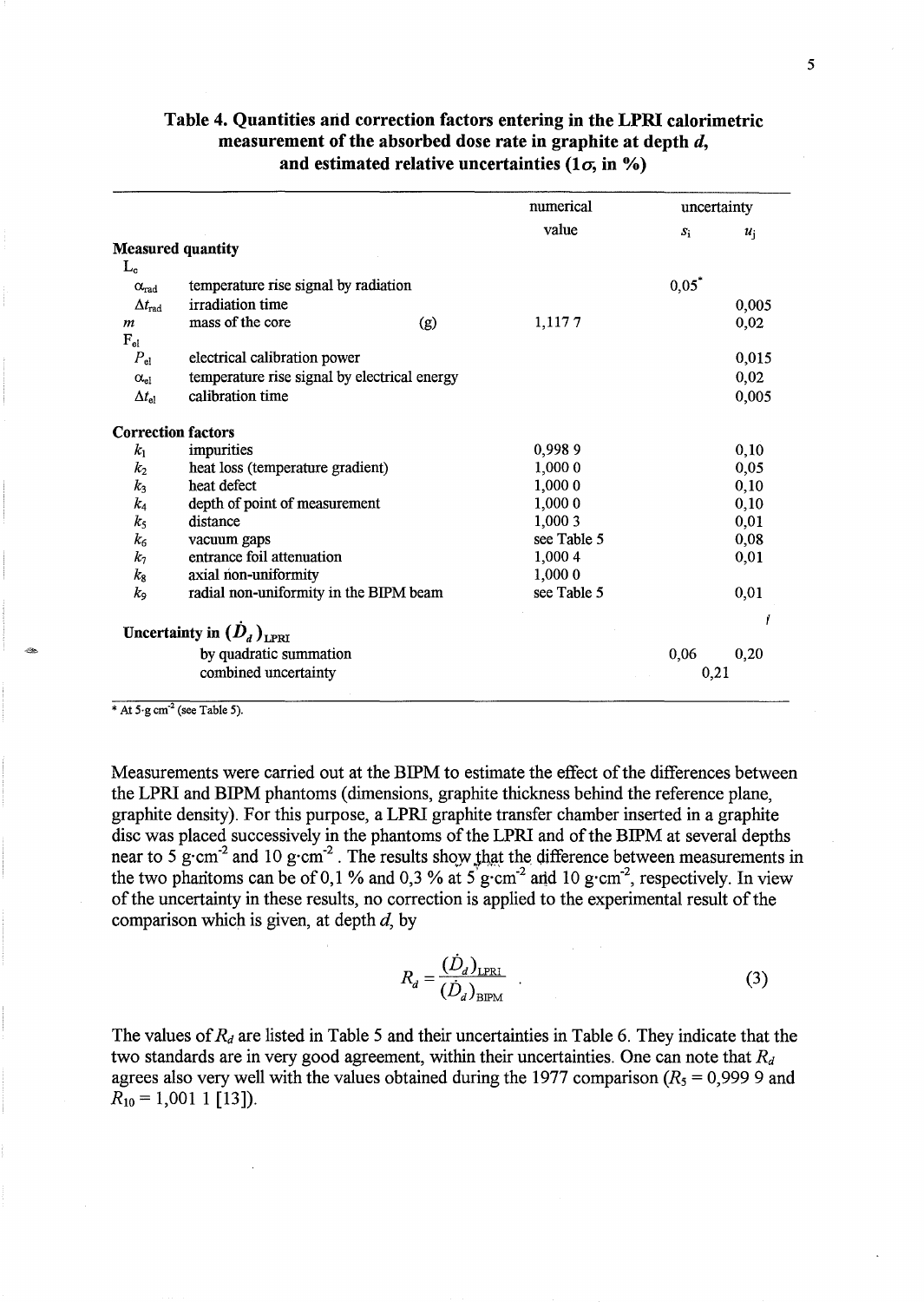**Table 4. Quantities and correction factors entering in the LPRI calorimetric measurement of the absorbed dose rate in graphite at depth $d$, and estimated relative uncertainties (1$\sigma$, in %)**

| | | numerical value | uncertainty $s_i$ | uncertainty $u_j$ |
|---|---|---|---|---|
| **Measured quantity** | | | | |
| $L_c$ | | | | |
| $\alpha_{rad}$ | temperature rise signal by radiation | | 0,05* | |
| $\Delta t_{rad}$ | irradiation time | | | 0,005 |
| $m$ | mass of the core (g) | 1,117 7 | | 0,02 |
| $F_{el}$ | | | | |
| $P_{el}$ | electrical calibration power | | | 0,015 |
| $\alpha_{el}$ | temperature rise signal by electrical energy | | | 0,02 |
| $\Delta t_{el}$ | calibration time | | | 0,005 |
| **Correction factors** | | | | |
| $k_1$ | impurities | 0,998 9 | | 0,10 |
| $k_2$ | heat loss (temperature gradient) | 1,000 0 | | 0,05 |
| $k_3$ | heat defect | 1,000 0 | | 0,10 |
| $k_4$ | depth of point of measurement | 1,000 0 | | 0,10 |
| $k_5$ | distance | 1,000 3 | | 0,01 |
| $k_6$ | vacuum gaps | see Table 5 | | 0,08 |
| $k_7$ | entrance foil attenuation | 1,000 4 | | 0,01 |
| $k_8$ | axial non-uniformity | 1,000 0 | | |
| $k_9$ | radial non-uniformity in the BIPM beam | see Table 5 | | 0,01 |
| **Uncertainty in $(\dot{D}_d)_{LPRI}$** | | | | |
| | by quadratic summation | | 0,06 | 0,20 |
| | combined uncertainty | | 0,21 | |

\* At 5 g·cm$^{-2}$ (see Table 5).

Measurements were carried out at the BIPM to estimate the effect of the differences between the LPRI and BIPM phantoms (dimensions, graphite thickness behind the reference plane, graphite density). For this purpose, a LPRI graphite transfer chamber inserted in a graphite disc was placed successively in the phantoms of the LPRI and of the BIPM at several depths near to 5 g·cm$^{-2}$ and 10 g·cm$^{-2}$. The results show that the difference between measurements in the two phantoms can be of 0,1 % and 0,3 % at 5 g·cm$^{-2}$ and 10 g·cm$^{-2}$, respectively. In view of the uncertainty in these results, no correction is applied to the experimental result of the comparison which is given, at depth $d$, by

$$R_d = \frac{(\dot{D}_d)_{LPRI}}{(\dot{D}_d)_{BIPM}} \quad . \tag{3}$$

The values of $R_d$ are listed in Table 5 and their uncertainties in Table 6. They indicate that the two standards are in very good agreement, within their uncertainties. One can note that $R_d$ agrees also very well with the values obtained during the 1977 comparison ($R_5$ = 0,999 9 and $R_{10}$ = 1,001 1 [13]).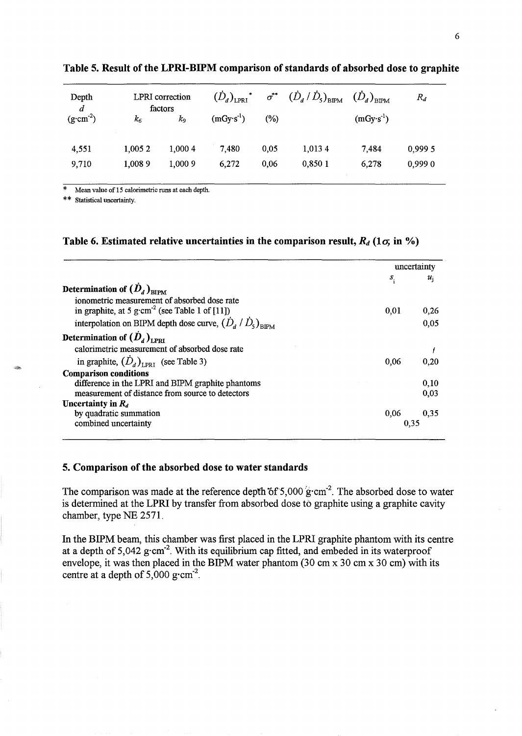**Table 5. Result of the LPRI-BIPM comparison of standards of absorbed dose to graphite**

| Depth $d$ ($g \cdot cm^{-2}$) | LPRI correction factors $k_6$ | $k_9$ | $(\dot{D}_d)_{LPRI}$* ($mGy \cdot s^{-1}$) | $\sigma$** (%) | $(\dot{D}_d / \dot{D}_5)_{BIPM}$ | $(\dot{D}_d)_{BIPM}$ ($mGy \cdot s^{-1}$) | $R_d$ |
|---|---|---|---|---|---|---|---|
| 4,551 | 1,005 2 | 1,000 4 | 7,480 | 0,05 | 1,013 4 | 7,484 | 0,999 5 |
| 9,710 | 1,008 9 | 1,000 9 | 6,272 | 0,06 | 0,850 1 | 6,278 | 0,999 0 |

\* Mean value of 15 calorimetric runs at each depth.

\*\* Statistical uncertainty.

**Table 6. Estimated relative uncertainties in the comparison result, $R_d$ ($1\sigma$, in %)**

| | uncertainty $s_i$ | $u_j$ |
|---|---|---|
| **Determination of $(\dot{D}_d)_{BIPM}$** | | |
| ionometric measurement of absorbed dose rate in graphite, at 5 $g \cdot cm^{-2}$ (see Table 1 of [11]) | 0,01 | 0,26 |
| interpolation on BIPM depth dose curve, $(\dot{D}_d / \dot{D}_5)_{BIPM}$ | | 0,05 |
| **Determination of $(\dot{D}_d)_{LPRI}$** | | |
| calorimetric measurement of absorbed dose rate in graphite, $(\dot{D}_d)_{LPRI}$ (see Table 3) | 0,06 | 0,20 |
| **Comparison conditions** | | |
| difference in the LPRI and BIPM graphite phantoms | | 0,10 |
| measurement of distance from source to detectors | | 0,03 |
| **Uncertainty in $R_d$** | | |
| by quadratic summation | 0,06 | 0,35 |
| combined uncertainty | 0,35 | |

## 5. Comparison of the absorbed dose to water standards

The comparison was made at the reference depth of 5,000 $g \cdot cm^{-2}$. The absorbed dose to water is determined at the LPRI by transfer from absorbed dose to graphite using a graphite cavity chamber, type NE 2571.

In the BIPM beam, this chamber was first placed in the LPRI graphite phantom with its centre at a depth of 5,042 $g \cdot cm^{-2}$. With its equilibrium cap fitted, and embeded in its waterproof envelope, it was then placed in the BIPM water phantom (30 cm x 30 cm x 30 cm) with its centre at a depth of 5,000 $g \cdot cm^{-2}$.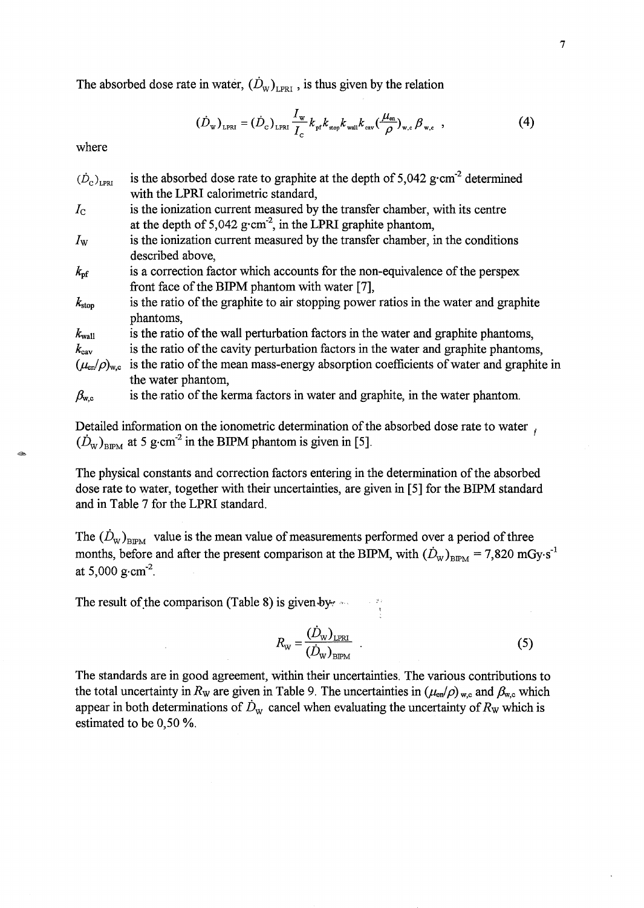The absorbed dose rate in water, $(\dot{D}_W)_{LPRI}$, is thus given by the relation

$$(\dot{D}_W)_{LPRI} = (\dot{D}_C)_{LPRI} \frac{I_W}{I_C} k_{pf} k_{stop} k_{wall} k_{cav} (\frac{\mu_{en}}{\rho})_{w,c} \beta_{w,c} \ , \tag{4}$$

where

| | |
|---|---|
| $(\dot{D}_C)_{LPRI}$ | is the absorbed dose rate to graphite at the depth of 5,042 g·cm$^{-2}$ determined with the LPRI calorimetric standard, |
| $I_C$ | is the ionization current measured by the transfer chamber, with its centre at the depth of 5,042 g·cm$^{-2}$, in the LPRI graphite phantom, |
| $I_W$ | is the ionization current measured by the transfer chamber, in the conditions described above, |
| $k_{pf}$ | is a correction factor which accounts for the non-equivalence of the perspex front face of the BIPM phantom with water [7], |
| $k_{stop}$ | is the ratio of the graphite to air stopping power ratios in the water and graphite phantoms, |
| $k_{wall}$ | is the ratio of the wall perturbation factors in the water and graphite phantoms, |
| $k_{cav}$ | is the ratio of the cavity perturbation factors in the water and graphite phantoms, |
| $(\mu_{en}/\rho)_{w,c}$ | is the ratio of the mean mass-energy absorption coefficients of water and graphite in the water phantom, |
| $\beta_{w,c}$ | is the ratio of the kerma factors in water and graphite, in the water phantom. |

Detailed information on the ionometric determination of the absorbed dose rate to water $(\dot{D}_W)_{BIPM}$ at 5 g·cm$^{-2}$ in the BIPM phantom is given in [5].

The physical constants and correction factors entering in the determination of the absorbed dose rate to water, together with their uncertainties, are given in [5] for the BIPM standard and in Table 7 for the LPRI standard.

The $(\dot{D}_W)_{BIPM}$ value is the mean value of measurements performed over a period of three months, before and after the present comparison at the BIPM, with $(\dot{D}_W)_{BIPM}$ = 7,820 mGy·s$^{-1}$ at 5,000 g·cm$^{-2}$.

The result of the comparison (Table 8) is given by

$$R_W = \frac{(\dot{D}_W)_{LPRI}}{(\dot{D}_W)_{BIPM}} \ . \tag{5}$$

The standards are in good agreement, within their uncertainties. The various contributions to the total uncertainty in $R_W$ are given in Table 9. The uncertainties in $(\mu_{en}/\rho)_{w,c}$ and $\beta_{w,c}$ which appear in both determinations of $\dot{D}_W$ cancel when evaluating the uncertainty of $R_W$ which is estimated to be 0,50 %.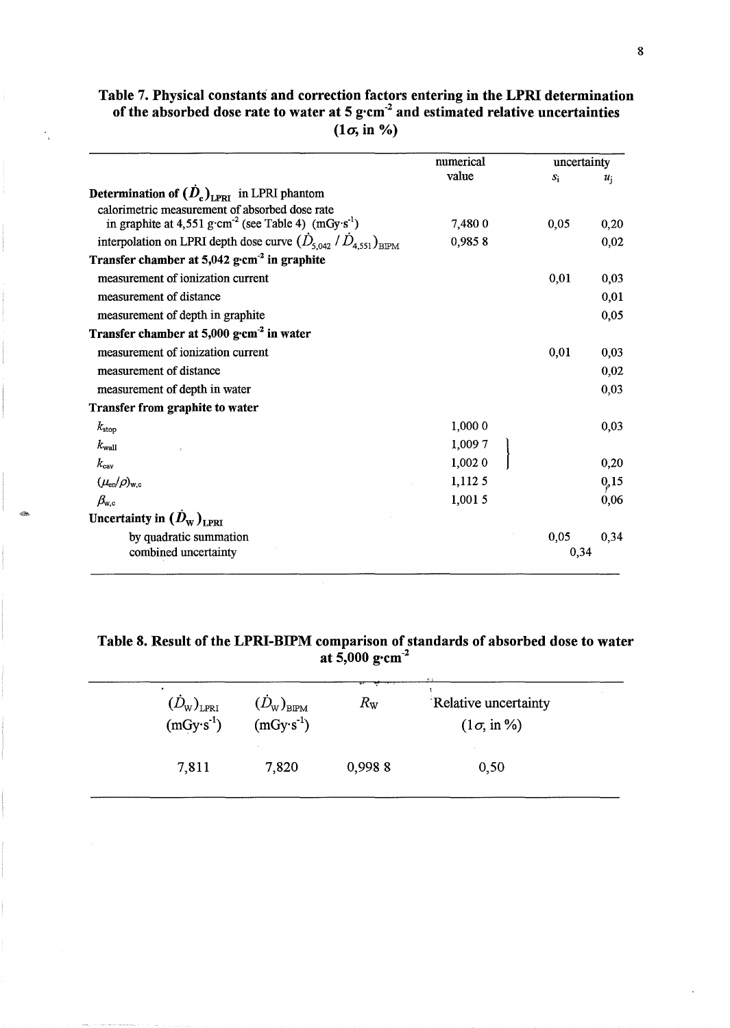**Table 7. Physical constants and correction factors entering in the LPRI determination of the absorbed dose rate to water at 5 g·cm$^{-2}$ and estimated relative uncertainties (1$\sigma$, in %)**

| | numerical value | uncertainty $s_i$ | uncertainty $u_j$ |
|---|---|---|---|
| **Determination of $(\dot{D}_c)_{LPRI}$ in LPRI phantom** | | | |
| calorimetric measurement of absorbed dose rate in graphite at 4,551 g·cm$^{-2}$ (see Table 4) (mGy·s$^{-1}$) | 7,480 0 | 0,05 | 0,20 |
| interpolation on LPRI depth dose curve $(\dot{D}_{5,042} / \dot{D}_{4,551})_{BIPM}$ | 0,985 8 | | 0,02 |
| **Transfer chamber at 5,042 g·cm$^{-2}$ in graphite** | | | |
| measurement of ionization current | | 0,01 | 0,03 |
| measurement of distance | | | 0,01 |
| measurement of depth in graphite | | | 0,05 |
| **Transfer chamber at 5,000 g·cm$^{-2}$ in water** | | | |
| measurement of ionization current | | 0,01 | 0,03 |
| measurement of distance | | | 0,02 |
| measurement of depth in water | | | 0,03 |
| **Transfer from graphite to water** | | | |
| $k_{stop}$ | 1,000 0 | | 0,03 |
| $k_{wall}$ | 1,009 7 | | |
| $k_{cav}$ | 1,002 0 | | 0,20 |
| $(\mu_{en}/\rho)_{w,c}$ | 1,112 5 | | 0,15 |
| $\beta_{w,c}$ | 1,001 5 | | 0,06 |
| **Uncertainty in $(\dot{D}_W)_{LPRI}$** | | | |
| by quadratic summation | | 0,05 | 0,34 |
| combined uncertainty | | 0,34 | |

**Table 8. Result of the LPRI-BIPM comparison of standards of absorbed dose to water at 5,000 g·cm$^{-2}$**

| $(\dot{D}_W)_{LPRI}$ (mGy·s$^{-1}$) | $(\dot{D}_W)_{BIPM}$ (mGy·s$^{-1}$) | $R_W$ | Relative uncertainty (1$\sigma$, in %) |
|---|---|---|---|
| 7,811 | 7,820 | 0,998 8 | 0,50 |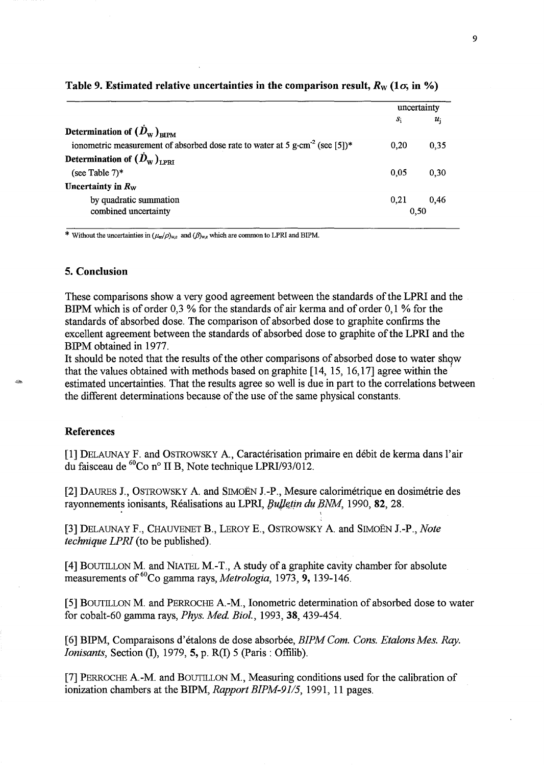**Table 9. Estimated relative uncertainties in the comparison result, $R_W$ ($1\sigma$, in %)**

| | uncertainty | |
|---|---|---|
| | $s_i$ | $u_j$ |
| **Determination of $(\dot{D}_W)_{BIPM}$** | | |
| ionometric measurement of absorbed dose rate to water at 5 g·cm$^{-2}$ (see [5])* | 0,20 | 0,35 |
| **Determination of $(\dot{D}_W)_{LPRI}$** | | |
| (see Table 7)* | 0,05 | 0,30 |
| **Uncertainty in $R_W$** | | |
| by quadratic summation | 0,21 | 0,46 |
| combined uncertainty | 0,50 | |

\* Without the uncertainties in $(\mu_{en}/\rho)_{w,c}$ and $(\beta)_{w,c}$ which are common to LPRI and BIPM.

## 5. Conclusion

These comparisons show a very good agreement between the standards of the LPRI and the BIPM which is of order 0,3 % for the standards of air kerma and of order 0,1 % for the standards of absorbed dose. The comparison of absorbed dose to graphite confirms the excellent agreement between the standards of absorbed dose to graphite of the LPRI and the BIPM obtained in 1977.

It should be noted that the results of the other comparisons of absorbed dose to water show that the values obtained with methods based on graphite [14, 15, 16,17] agree within the estimated uncertainties. That the results agree so well is due in part to the correlations between the different determinations because of the use of the same physical constants.

## References

[1] DELAUNAY F. and OSTROWSKY A., Caractérisation primaire en débit de kerma dans l'air du faisceau de $^{60}$Co n° II B, Note technique LPRI/93/012.

[2] DAURES J., OSTROWSKY A. and SIMOËN J.-P., Mesure calorimétrique en dosimétrie des rayonnements ionisants, Réalisations au LPRI, *Bulletin du BNM*, 1990, **82**, 28.

[3] DELAUNAY F., CHAUVENET B., LEROY E., OSTROWSKY A. and SIMOËN J.-P., *Note technique LPRI* (to be published).

[4] BOUTILLON M. and NIATEL M.-T., A study of a graphite cavity chamber for absolute measurements of $^{60}$Co gamma rays, *Metrologia*, 1973, **9**, 139-146.

[5] BOUTILLON M. and PERROCHE A.-M., Ionometric determination of absorbed dose to water for cobalt-60 gamma rays, *Phys. Med. Biol.*, 1993, **38**, 439-454.

[6] BIPM, Comparaisons d'étalons de dose absorbée, *BIPM Com. Cons. Etalons Mes. Ray. Ionisants*, Section (I), 1979, **5**, p. R(I) 5 (Paris : Offilib).

[7] PERROCHE A.-M. and BOUTILLON M., Measuring conditions used for the calibration of ionization chambers at the BIPM, *Rapport BIPM-91/5*, 1991, 11 pages.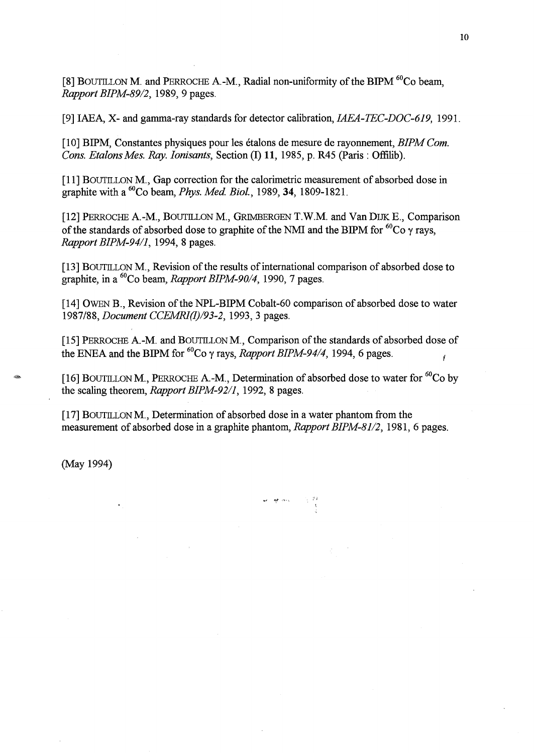[8] BOUTILLON M. and PERROCHE A.-M., Radial non-uniformity of the BIPM $^{60}$Co beam, *Rapport BIPM-89/2*, 1989, 9 pages.

[9] IAEA, X- and gamma-ray standards for detector calibration, *IAEA-TEC-DOC-619*, 1991.

[10] BIPM, Constantes physiques pour les étalons de mesure de rayonnement, *BIPM Com. Cons. Etalons Mes. Ray. Ionisants*, Section (I) **11**, 1985, p. R45 (Paris : Offilib).

[11] BOUTILLON M., Gap correction for the calorimetric measurement of absorbed dose in graphite with a $^{60}$Co beam, *Phys. Med. Biol.*, 1989, **34**, 1809-1821.

[12] PERROCHE A.-M., BOUTILLON M., GRIMBERGEN T.W.M. and Van DIJK E., Comparison of the standards of absorbed dose to graphite of the NMI and the BIPM for $^{60}$Co $\gamma$ rays, *Rapport BIPM-94/1*, 1994, 8 pages.

[13] BOUTILLON M., Revision of the results of international comparison of absorbed dose to graphite, in a $^{60}$Co beam, *Rapport BIPM-90/4*, 1990, 7 pages.

[14] OWEN B., Revision of the NPL-BIPM Cobalt-60 comparison of absorbed dose to water 1987/88, *Document CCEMRI(I)/93-2*, 1993, 3 pages.

[15] PERROCHE A.-M. and BOUTILLON M., Comparison of the standards of absorbed dose of the ENEA and the BIPM for $^{60}$Co $\gamma$ rays, *Rapport BIPM-94/4*, 1994, 6 pages.

[16] BOUTILLON M., PERROCHE A.-M., Determination of absorbed dose to water for $^{60}$Co by the scaling theorem, *Rapport BIPM-92/1*, 1992, 8 pages.

[17] BOUTILLON M., Determination of absorbed dose in a water phantom from the measurement of absorbed dose in a graphite phantom, *Rapport BIPM-81/2*, 1981, 6 pages.

(May 1994)